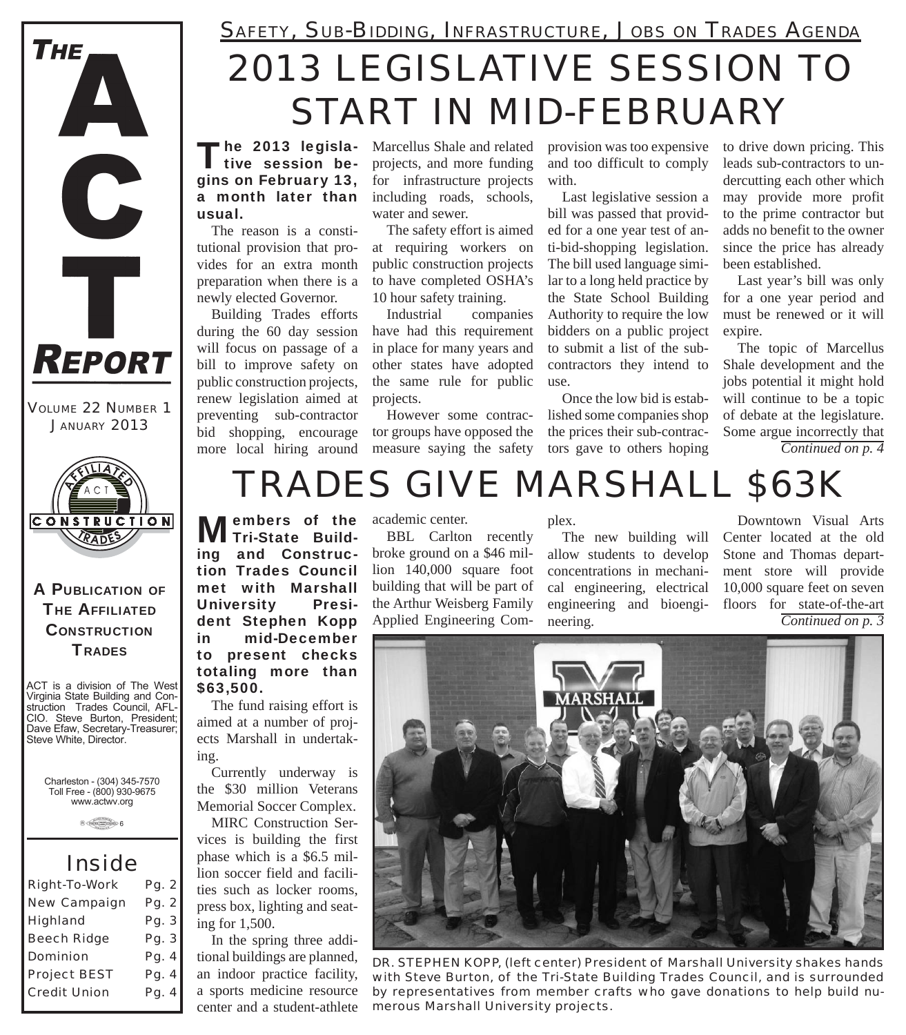# THE ACT REPORT

VOLUME 22 NUMBER 1
JANUARY 2013

**A PUBLICATION OF THE AFFILIATED CONSTRUCTION TRADES**

ACT is a division of The West Virginia State Building and Construction Trades Council, AFL-CIO. Steve Burton, President; Dave Efaw, Secretary-Treasurer; Steve White, Director.

Charleston - (304) 345-7570
Toll Free - (800) 930-9675
www.actwv.org

## Inside

| | |
|---|---|
| Right-To-Work | Pg. 2 |
| New Campaign | Pg. 2 |
| Highland | Pg. 3 |
| Beech Ridge | Pg. 3 |
| Dominion | Pg. 4 |
| Project BEST | Pg. 4 |
| Credit Union | Pg. 4 |

### SAFETY, SUB-BIDDING, INFRASTRUCTURE, JOBS ON TRADES AGENDA

# 2013 LEGISLATIVE SESSION TO START IN MID-FEBRUARY

**The 2013 legislative session begins on February 13, a month later than usual.**

The reason is a constitutional provision that provides for an extra month preparation when there is a newly elected Governor.

Building Trades efforts during the 60 day session will focus on passage of a bill to improve safety on public construction projects, renew legislation aimed at preventing sub-contractor bid shopping, encourage more local hiring around Marcellus Shale and related projects, and more funding for infrastructure projects including roads, schools, water and sewer.

The safety effort is aimed at requiring workers on public construction projects to have completed OSHA's 10 hour safety training.

Industrial companies have had this requirement in place for many years and other states have adopted the same rule for public projects.

However some contractor groups have opposed the measure saying the safety provision was too expensive and too difficult to comply with.

Last legislative session a bill was passed that provided for a one year test of anti-bid-shopping legislation. The bill used language similar to a long held practice by the State School Building Authority to require the low bidders on a public project to submit a list of the subcontractors they intend to use.

Once the low bid is established some companies shop the prices their sub-contractors gave to others hoping to drive down pricing. This leads sub-contractors to undercutting each other which may provide more profit to the prime contractor but adds no benefit to the owner since the price has already been established.

Last year's bill was only for a one year period and must be renewed or it will expire.

The topic of Marcellus Shale development and the jobs potential it might hold will continue to be a topic of debate at the legislature. Some argue incorrectly that

*Continued on p. 4*

# TRADES GIVE MARSHALL $63K

**Members of the Tri-State Building and Construction Trades Council met with Marshall University President Stephen Kopp in mid-December to present checks totaling more than $63,500.**

The fund raising effort is aimed at a number of projects Marshall in undertaking.

Currently underway is the $30 million Veterans Memorial Soccer Complex.

MIRC Construction Services is building the first phase which is a $6.5 million soccer field and facilities such as locker rooms, press box, lighting and seating for 1,500.

In the spring three additional buildings are planned, an indoor practice facility, a sports medicine resource center and a student-athlete academic center.

BBL Carlton recently broke ground on a $46 million 140,000 square foot building that will be part of the Arthur Weisberg Family Applied Engineering Complex.

The new building will allow students to develop concentrations in mechanical engineering, electrical engineering and bioengineering.

Downtown Visual Arts Center located at the old Stone and Thomas department store will provide 10,000 square feet on seven floors for state-of-the-art

*Continued on p. 3*

DR. STEPHEN KOPP, (left center) President of Marshall University shakes hands with Steve Burton, of the Tri-State Building Trades Council, and is surrounded by representatives from member crafts who gave donations to help build numerous Marshall University projects.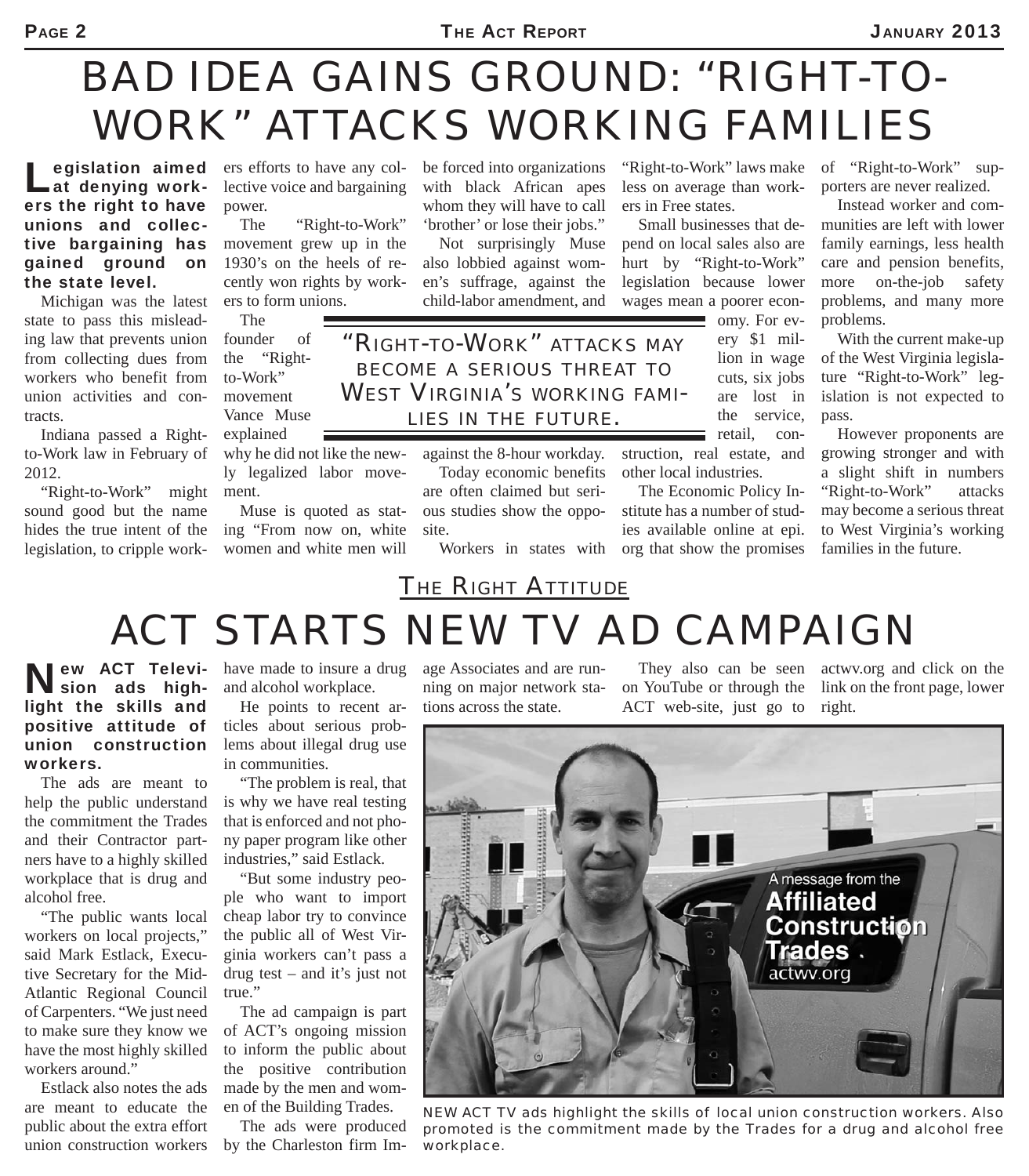# BAD IDEA GAINS GROUND: "RIGHT-TO-WORK" ATTACKS WORKING FAMILIES

**Legislation aimed at denying workers the right to have unions and collective bargaining has gained ground on the state level.**

Michigan was the latest state to pass this misleading law that prevents union from collecting dues from workers who benefit from union activities and contracts.

Indiana passed a Right-to-Work law in February of 2012.

"Right-to-Work" might sound good but the name hides the true intent of the legislation, to cripple workers efforts to have any collective voice and bargaining power.

The "Right-to-Work" movement grew up in the 1930's on the heels of recently won rights by workers to form unions.

The founder of the "Right-to-Work" movement Vance Muse explained why he did not like the newly legalized labor movement.

Muse is quoted as stating "From now on, white women and white men will be forced into organizations with black African apes whom they will have to call 'brother' or lose their jobs."

Not surprisingly Muse also lobbied against women's suffrage, against the child-labor amendment, and against the 8-hour workday.

> "RIGHT-TO-WORK" ATTACKS MAY BECOME A SERIOUS THREAT TO WEST VIRGINIA'S WORKING FAMILIES IN THE FUTURE.

Today economic benefits are often claimed but serious studies show the opposite.

Workers in states with "Right-to-Work" laws make less on average than workers in Free states.

Small businesses that depend on local sales also are hurt by "Right-to-Work" legislation because lower wages mean a poorer economy. For every $1 million in wage cuts, six jobs are lost in the service, retail, construction, real estate, and other local industries.

The Economic Policy Institute has a number of studies available online at epi.org that show the promises of "Right-to-Work" supporters are never realized.

Instead worker and communities are left with lower family earnings, less health care and pension benefits, more on-the-job safety problems, and many more problems.

With the current make-up of the West Virginia legislature "Right-to-Work" legislation is not expected to pass.

However proponents are growing stronger and with a slight shift in numbers "Right-to-Work" attacks may become a serious threat to West Virginia's working families in the future.

## THE RIGHT ATTITUDE

# ACT STARTS NEW TV AD CAMPAIGN

**New ACT Television ads highlight the skills and positive attitude of union construction workers.**

The ads are meant to help the public understand the commitment the Trades and their Contractor partners have to a highly skilled workplace that is drug and alcohol free.

"The public wants local workers on local projects," said Mark Estlack, Executive Secretary for the Mid-Atlantic Regional Council of Carpenters. "We just need to make sure they know we have the most highly skilled workers around."

Estlack also notes the ads are meant to educate the public about the extra effort union construction workers have made to insure a drug and alcohol workplace.

He points to recent articles about serious problems about illegal drug use in communities.

"The problem is real, that is why we have real testing that is enforced and not phony paper program like other industries," said Estlack.

"But some industry people who want to import cheap labor try to convince the public all of West Virginia workers can't pass a drug test – and it's just not true."

The ad campaign is part of ACT's ongoing mission to inform the public about the positive contribution made by the men and women of the Building Trades.

The ads were produced by the Charleston firm Image Associates and are running on major network stations across the state.

They also can be seen on YouTube or through the ACT web-site, just go to actwv.org and click on the link on the front page, lower right.

NEW ACT TV ads highlight the skills of local union construction workers. Also promoted is the commitment made by the Trades for a drug and alcohol free workplace.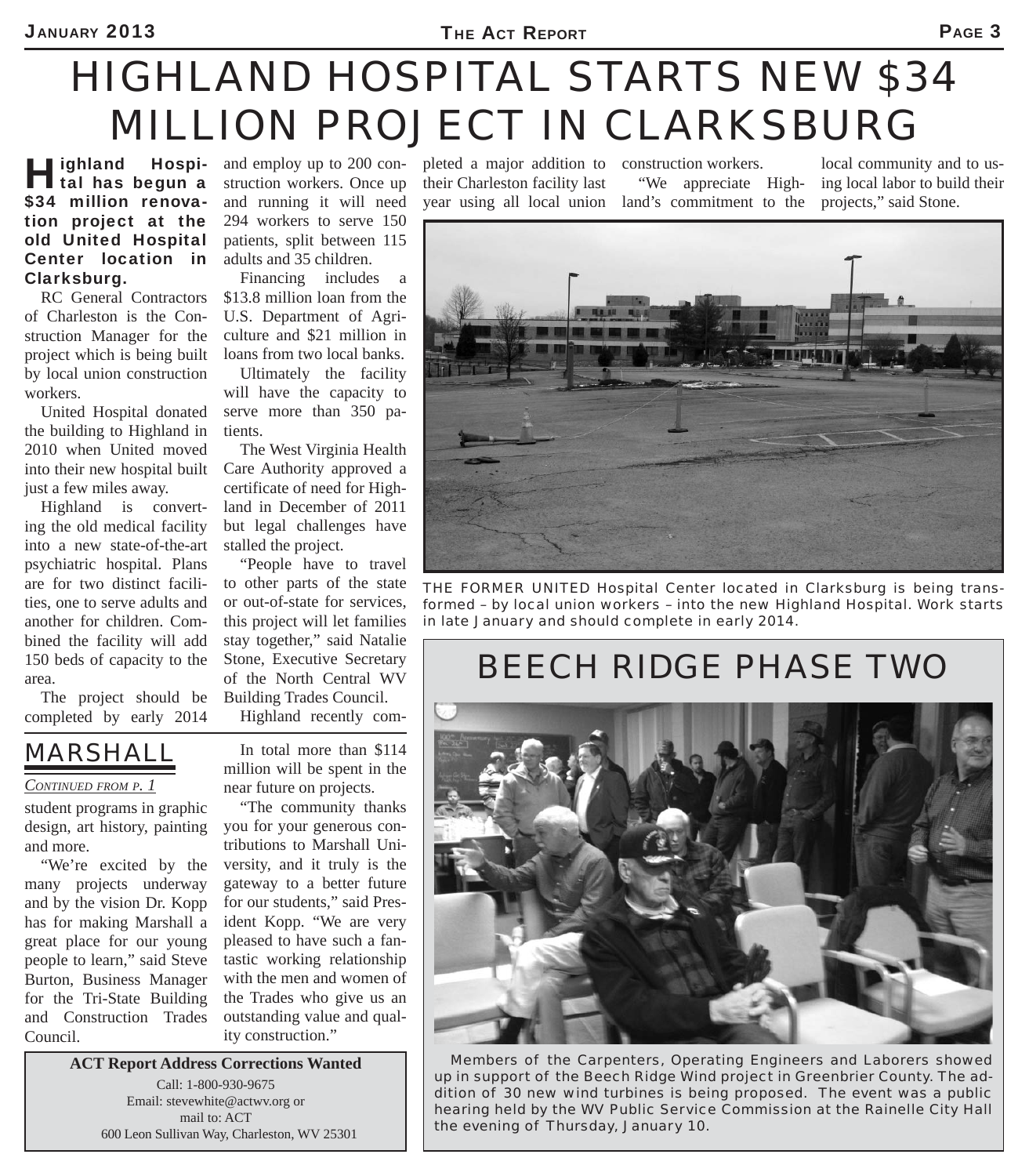# HIGHLAND HOSPITAL STARTS NEW $34 MILLION PROJECT IN CLARKSBURG

**Highland Hospital has begun a $34 million renovation project at the old United Hospital Center location in Clarksburg.**

RC General Contractors of Charleston is the Construction Manager for the project which is being built by local union construction workers.

United Hospital donated the building to Highland in 2010 when United moved into their new hospital built just a few miles away.

Highland is converting the old medical facility into a new state-of-the-art psychiatric hospital. Plans are for two distinct facilities, one to serve adults and another for children. Combined the facility will add 150 beds of capacity to the area.

The project should be completed by early 2014 and employ up to 200 construction workers. Once up and running it will need 294 workers to serve 150 patients, split between 115 adults and 35 children.

Financing includes a $13.8 million loan from the U.S. Department of Agriculture and $21 million in loans from two local banks.

Ultimately the facility will have the capacity to serve more than 350 patients.

The West Virginia Health Care Authority approved a certificate of need for Highland in December of 2011 but legal challenges have stalled the project.

"People have to travel to other parts of the state or out-of-state for services, this project will let families stay together," said Natalie Stone, Executive Secretary of the North Central WV Building Trades Council.

Highland recently completed a major addition to their Charleston facility last year using all local union construction workers.

"We appreciate Highland's commitment to the local community and to using local labor to build their projects," said Stone.

THE FORMER UNITED Hospital Center located in Clarksburg is being transformed – by local union workers – into the new Highland Hospital. Work starts in late January and should complete in early 2014.

## MARSHALL

*CONTINUED FROM P. 1*

student programs in graphic design, art history, painting and more.

"We're excited by the many projects underway and by the vision Dr. Kopp has for making Marshall a great place for our young people to learn," said Steve Burton, Business Manager for the Tri-State Building and Construction Trades Council.

In total more than $114 million will be spent in the near future on projects.

"The community thanks you for your generous contributions to Marshall University, and it truly is the gateway to a better future for our students," said President Kopp. "We are very pleased to have such a fantastic working relationship with the men and women of the Trades who give us an outstanding value and quality construction."

**ACT Report Address Corrections Wanted**

Call: 1-800-930-9675
Email: stevewhite@actwv.org or
mail to: ACT
600 Leon Sullivan Way, Charleston, WV 25301

## BEECH RIDGE PHASE TWO

Members of the Carpenters, Operating Engineers and Laborers showed up in support of the Beech Ridge Wind project in Greenbrier County. The addition of 30 new wind turbines is being proposed. The event was a public hearing held by the WV Public Service Commission at the Rainelle City Hall the evening of Thursday, January 10.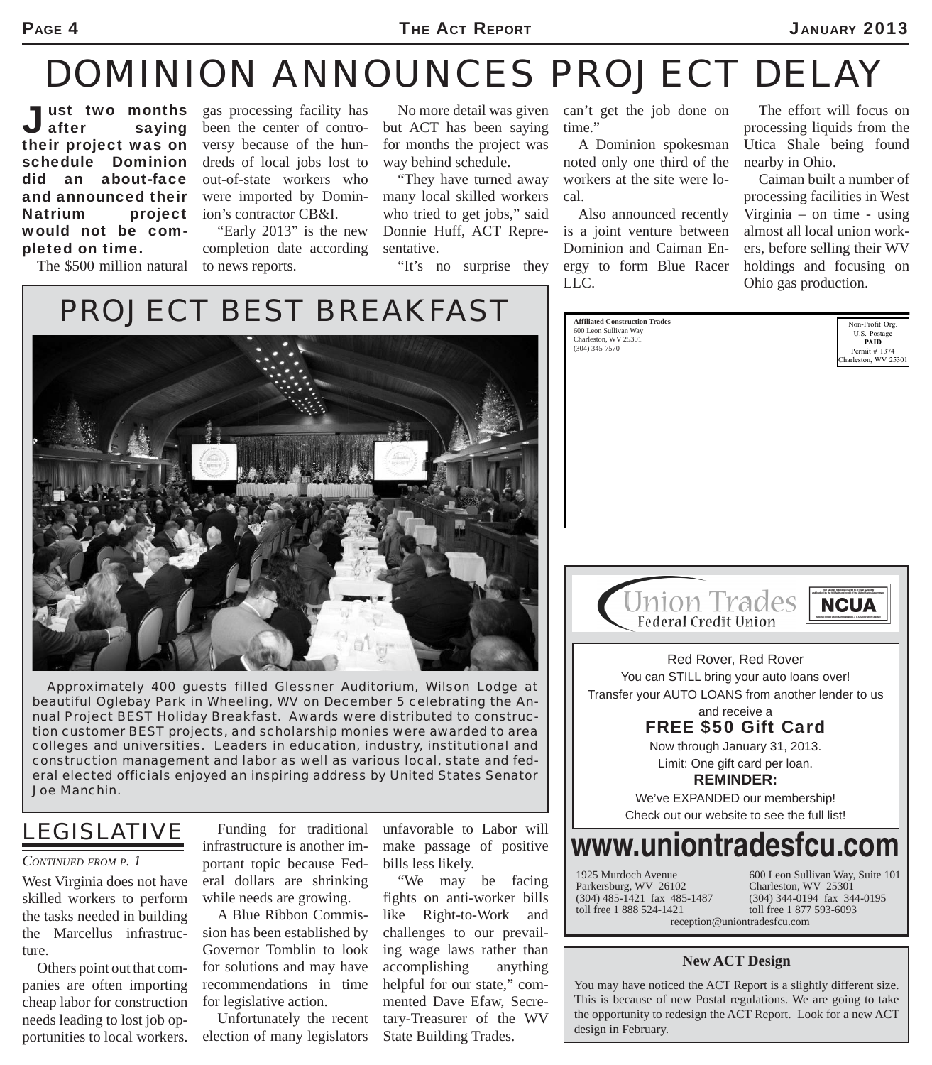# DOMINION ANNOUNCES PROJECT DELAY

**Just two months after saying their project was on schedule Dominion did an about-face and announced their Natrium project would not be completed on time.**

The $500 million natural gas processing facility has been the center of controversy because of the hundreds of local jobs lost to out-of-state workers who were imported by Dominion's contractor CB&I.

"Early 2013" is the new completion date according to news reports.

No more detail was given but ACT has been saying for months the project was way behind schedule.

"They have turned away many local skilled workers who tried to get jobs," said Donnie Huff, ACT Representative.

"It's no surprise they can't get the job done on time."

A Dominion spokesman noted only one third of the workers at the site were local.

Also announced recently is a joint venture between Dominion and Caiman Energy to form Blue Racer LLC.

The effort will focus on processing liquids from the Utica Shale being found nearby in Ohio.

Caiman built a number of processing facilities in West Virginia – on time - using almost all local union workers, before selling their WV holdings and focusing on Ohio gas production.

## PROJECT BEST BREAKFAST

Approximately 400 guests filled Glessner Auditorium, Wilson Lodge at beautiful Oglebay Park in Wheeling, WV on December 5 celebrating the Annual Project BEST Holiday Breakfast. Awards were distributed to construction customer BEST projects, and scholarship monies were awarded to area colleges and universities. Leaders in education, industry, institutional and construction management and labor as well as various local, state and federal elected officials enjoyed an inspiring address by United States Senator Joe Manchin.

**Affiliated Construction Trades**
600 Leon Sullivan Way
Charleston, WV 25301
(304) 345-7570

Non-Profit Org.
U.S. Postage
**PAID**
Permit # 1374
Charleston, WV 25301

## LEGISLATIVE

*CONTINUED FROM P. 1*

West Virginia does not have skilled workers to perform the tasks needed in building the Marcellus infrastructure.

Others point out that companies are often importing cheap labor for construction needs leading to lost job opportunities to local workers.

Funding for traditional infrastructure is another important topic because Federal dollars are shrinking while needs are growing.

A Blue Ribbon Commission has been established by Governor Tomblin to look for solutions and may have recommendations in time for legislative action.

Unfortunately the recent election of many legislators unfavorable to Labor will make passage of positive bills less likely.

"We may be facing fights on anti-worker bills like Right-to-Work and challenges to our prevailing wage laws rather than accomplishing anything helpful for our state," commented Dave Efaw, Secretary-Treasurer of the WV State Building Trades.

---

**Union Trades Federal Credit Union** | **NCUA**

Red Rover, Red Rover

You can STILL bring your auto loans over!

Transfer your AUTO LOANS from another lender to us and receive a

**FREE $50 Gift Card**

Now through January 31, 2013.

Limit: One gift card per loan.

**REMINDER:**

We've EXPANDED our membership!

Check out our website to see the full list!

**www.uniontradesfcu.com**

1925 Murdoch Avenue
Parkersburg, WV 26102
(304) 485-1421 fax 485-1487
toll free 1 888 524-1421

600 Leon Sullivan Way, Suite 101
Charleston, WV 25301
(304) 344-0194 fax 344-0195
toll free 1 877 593-6093

reception@uniontradesfcu.com

---

**New ACT Design**

You may have noticed the ACT Report is a slightly different size. This is because of new Postal regulations. We are going to take the opportunity to redesign the ACT Report. Look for a new ACT design in February.